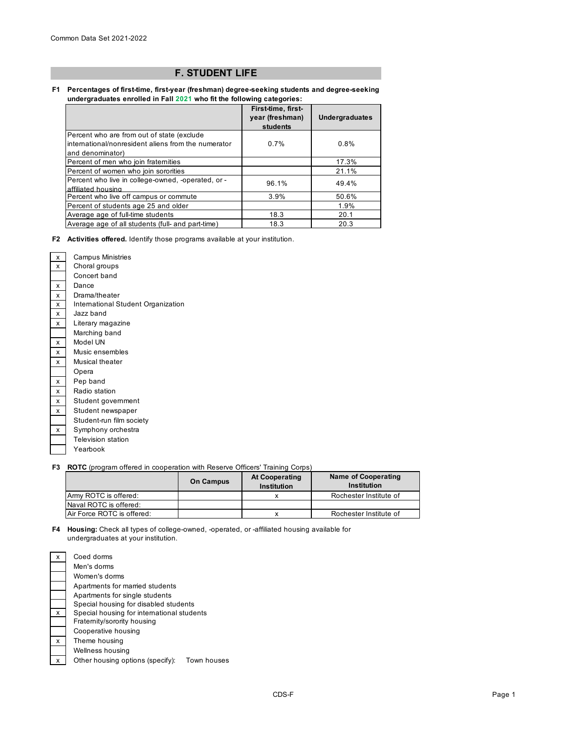Common Data Set 2021-2022

## F. STUDENT LIFE

**F1 Percentages of first-time, first-year (freshman) degree-seeking students and degree-seeking undergraduates enrolled in Fall 2021 who fit the following categories:**

| | First-time, first-year (freshman) students | Undergraduates |
|---|---|---|
| Percent who are from out of state (exclude international/nonresident aliens from the numerator and denominator) | 0.7% | 0.8% |
| Percent of men who join fraternities | | 17.3% |
| Percent of women who join sororities | | 21.1% |
| Percent who live in college-owned, -operated, or -affiliated housing | 96.1% | 49.4% |
| Percent who live off campus or commute | 3.9% | 50.6% |
| Percent of students age 25 and older | | 1.9% |
| Average age of full-time students | 18.3 | 20.1 |
| Average age of all students (full- and part-time) | 18.3 | 20.3 |

**F2 Activities offered.** Identify those programs available at your institution.

| | |
|---|---|
| x | Campus Ministries |
| x | Choral groups |
| | Concert band |
| x | Dance |
| x | Drama/theater |
| x | International Student Organization |
| x | Jazz band |
| x | Literary magazine |
| | Marching band |
| x | Model UN |
| x | Music ensembles |
| x | Musical theater |
| | Opera |
| x | Pep band |
| x | Radio station |
| x | Student government |
| x | Student newspaper |
| | Student-run film society |
| x | Symphony orchestra |
| | Television station |
| | Yearbook |

**F3 ROTC** (program offered in cooperation with Reserve Officers' Training Corps)

| | On Campus | At Cooperating Institution | Name of Cooperating Institution |
|---|---|---|---|
| Army ROTC is offered: | | x | Rochester Institute of |
| Naval ROTC is offered: | | | |
| Air Force ROTC is offered: | | x | Rochester Institute of |

**F4 Housing:** Check all types of college-owned, -operated, or -affiliated housing available for undergraduates at your institution.

| | |
|---|---|
| x | Coed dorms |
| | Men's dorms |
| | Women's dorms |
| | Apartments for married students |
| | Apartments for single students |
| | Special housing for disabled students |
| x | Special housing for international students |
| | Fraternity/sorority housing |
| | Cooperative housing |
| x | Theme housing |
| | Wellness housing |
| x | Other housing options (specify): Town houses |